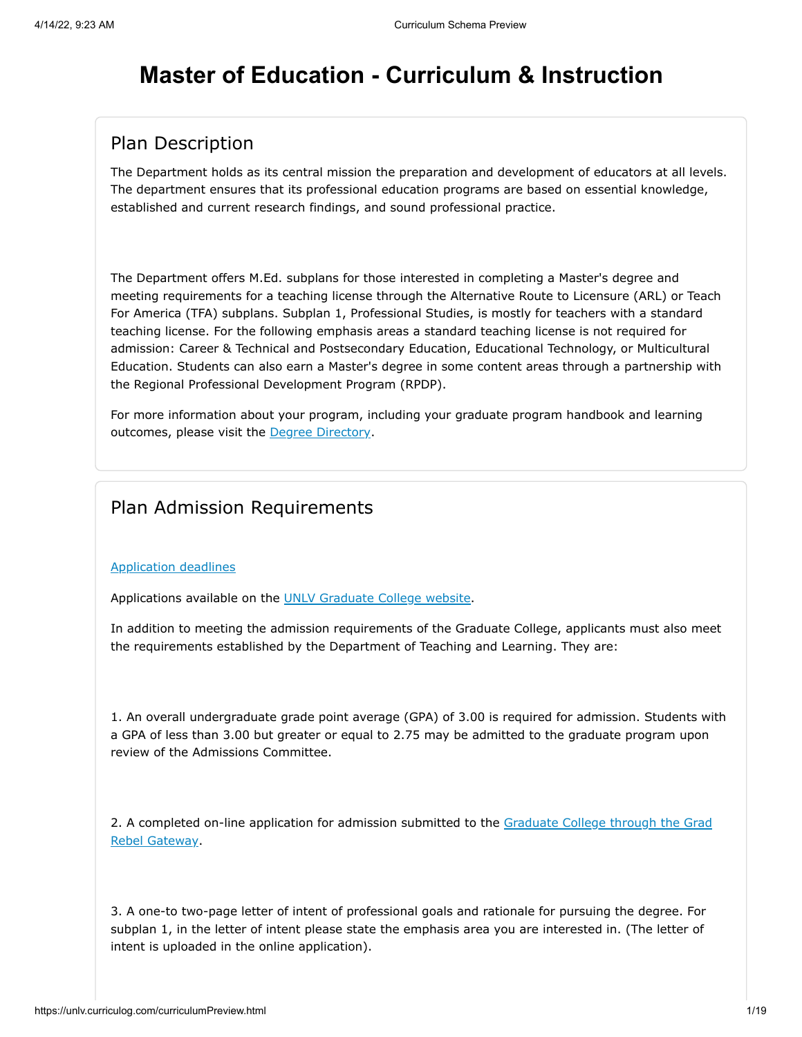# Master of Education - Curriculum & Instruction

## Plan Description

The Department holds as its central mission the preparation and development of educators at all levels. The department ensures that its professional education programs are based on essential knowledge, established and current research findings, and sound professional practice.

The Department offers M.Ed. subplans for those interested in completing a Master's degree and meeting requirements for a teaching license through the Alternative Route to Licensure (ARL) or Teach For America (TFA) subplans. Subplan 1, Professional Studies, is mostly for teachers with a standard teaching license. For the following emphasis areas a standard teaching license is not required for admission: Career & Technical and Postsecondary Education, Educational Technology, or Multicultural Education. Students can also earn a Master's degree in some content areas through a partnership with the Regional Professional Development Program (RPDP).

For more information about your program, including your graduate program handbook and learning outcomes, please visit the [Degree Directory](#).

## Plan Admission Requirements

[Application deadlines](#)

Applications available on the [UNLV Graduate College website](#).

In addition to meeting the admission requirements of the Graduate College, applicants must also meet the requirements established by the Department of Teaching and Learning. They are:

1. An overall undergraduate grade point average (GPA) of 3.00 is required for admission. Students with a GPA of less than 3.00 but greater or equal to 2.75 may be admitted to the graduate program upon review of the Admissions Committee.

2. A completed on-line application for admission submitted to the [Graduate College through the Grad Rebel Gateway](#).

3. A one-to two-page letter of intent of professional goals and rationale for pursuing the degree. For subplan 1, in the letter of intent please state the emphasis area you are interested in. (The letter of intent is uploaded in the online application).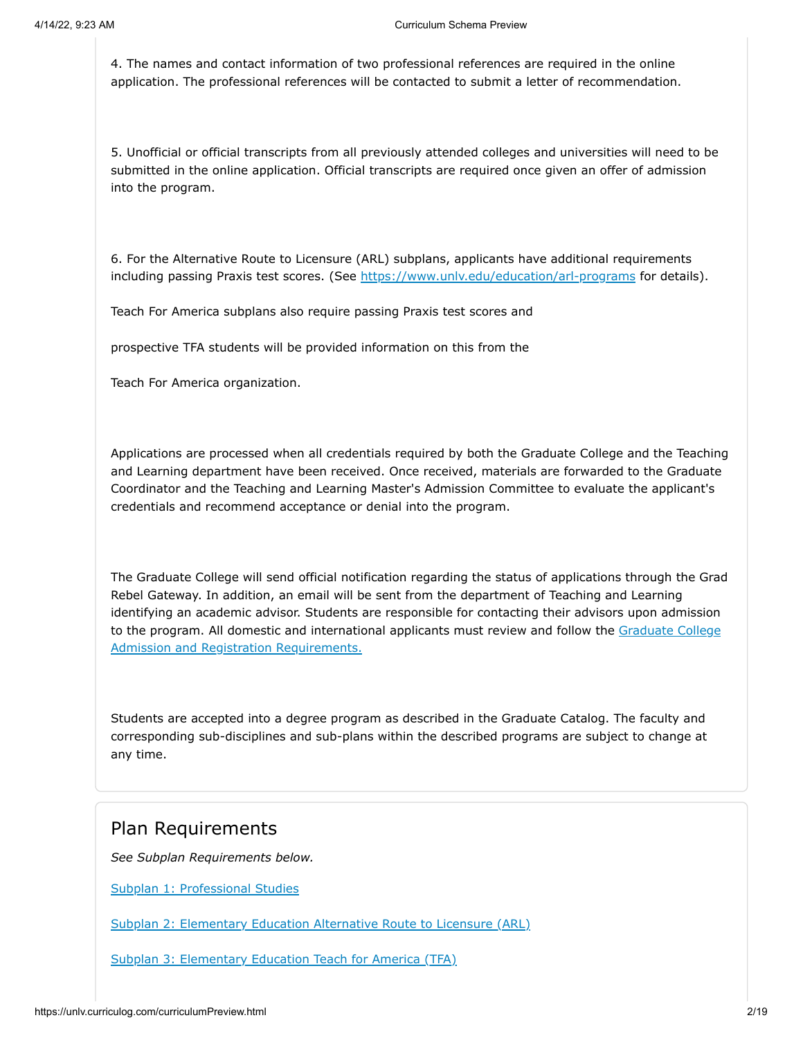4. The names and contact information of two professional references are required in the online application. The professional references will be contacted to submit a letter of recommendation.

5. Unofficial or official transcripts from all previously attended colleges and universities will need to be submitted in the online application. Official transcripts are required once given an offer of admission into the program.

6. For the Alternative Route to Licensure (ARL) subplans, applicants have additional requirements including passing Praxis test scores. (See [https://www.unlv.edu/education/arl-programs](https://www.unlv.edu/education/arl-programs) for details).

Teach For America subplans also require passing Praxis test scores and

prospective TFA students will be provided information on this from the

Teach For America organization.

Applications are processed when all credentials required by both the Graduate College and the Teaching and Learning department have been received. Once received, materials are forwarded to the Graduate Coordinator and the Teaching and Learning Master's Admission Committee to evaluate the applicant's credentials and recommend acceptance or denial into the program.

The Graduate College will send official notification regarding the status of applications through the Grad Rebel Gateway. In addition, an email will be sent from the department of Teaching and Learning identifying an academic advisor. Students are responsible for contacting their advisors upon admission to the program. All domestic and international applicants must review and follow the Graduate College Admission and Registration Requirements.

Students are accepted into a degree program as described in the Graduate Catalog. The faculty and corresponding sub-disciplines and sub-plans within the described programs are subject to change at any time.

## Plan Requirements

*See Subplan Requirements below.*

Subplan 1: Professional Studies

Subplan 2: Elementary Education Alternative Route to Licensure (ARL)

Subplan 3: Elementary Education Teach for America (TFA)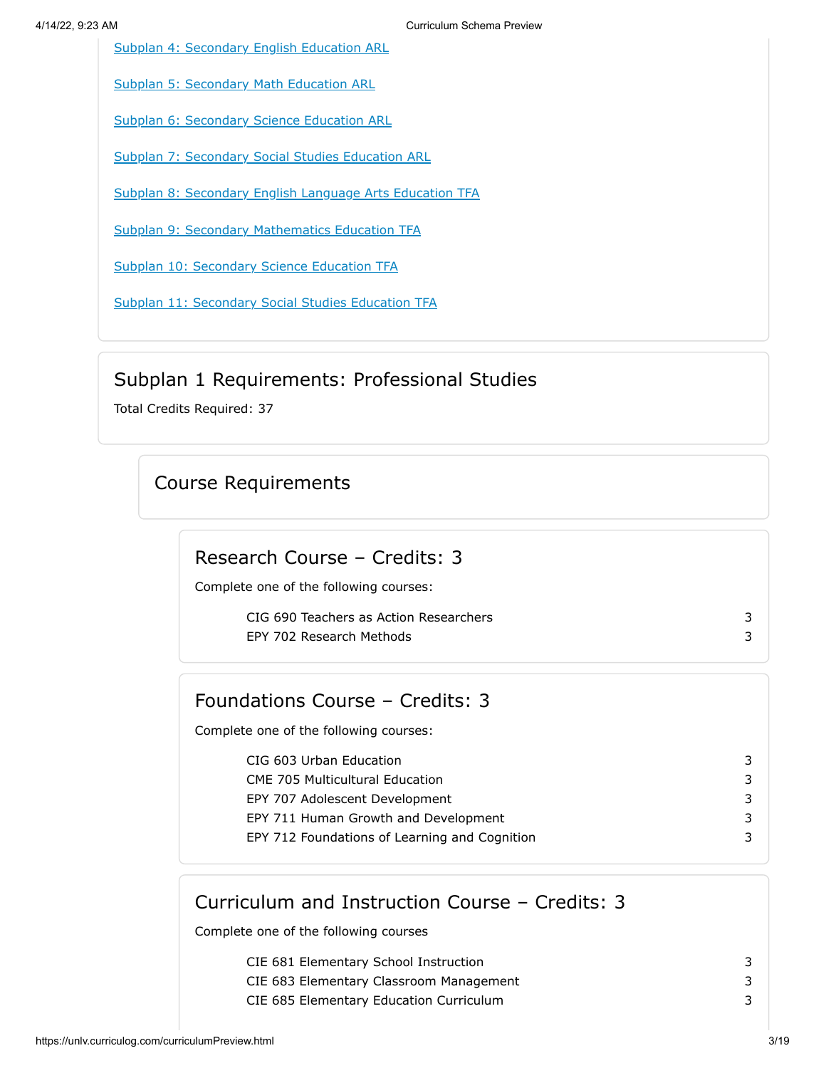[Subplan 4: Secondary English Education ARL]

[Subplan 5: Secondary Math Education ARL]

[Subplan 6: Secondary Science Education ARL]

[Subplan 7: Secondary Social Studies Education ARL]

[Subplan 8: Secondary English Language Arts Education TFA]

[Subplan 9: Secondary Mathematics Education TFA]

[Subplan 10: Secondary Science Education TFA]

[Subplan 11: Secondary Social Studies Education TFA]

## Subplan 1 Requirements: Professional Studies

Total Credits Required: 37

### Course Requirements

#### Research Course – Credits: 3

Complete one of the following courses:

| Course | Credits |
|---|---|
| CIG 690 Teachers as Action Researchers | 3 |
| EPY 702 Research Methods | 3 |

#### Foundations Course – Credits: 3

Complete one of the following courses:

| Course | Credits |
|---|---|
| CIG 603 Urban Education | 3 |
| CME 705 Multicultural Education | 3 |
| EPY 707 Adolescent Development | 3 |
| EPY 711 Human Growth and Development | 3 |
| EPY 712 Foundations of Learning and Cognition | 3 |

#### Curriculum and Instruction Course – Credits: 3

Complete one of the following courses

| Course | Credits |
|---|---|
| CIE 681 Elementary School Instruction | 3 |
| CIE 683 Elementary Classroom Management | 3 |
| CIE 685 Elementary Education Curriculum | 3 |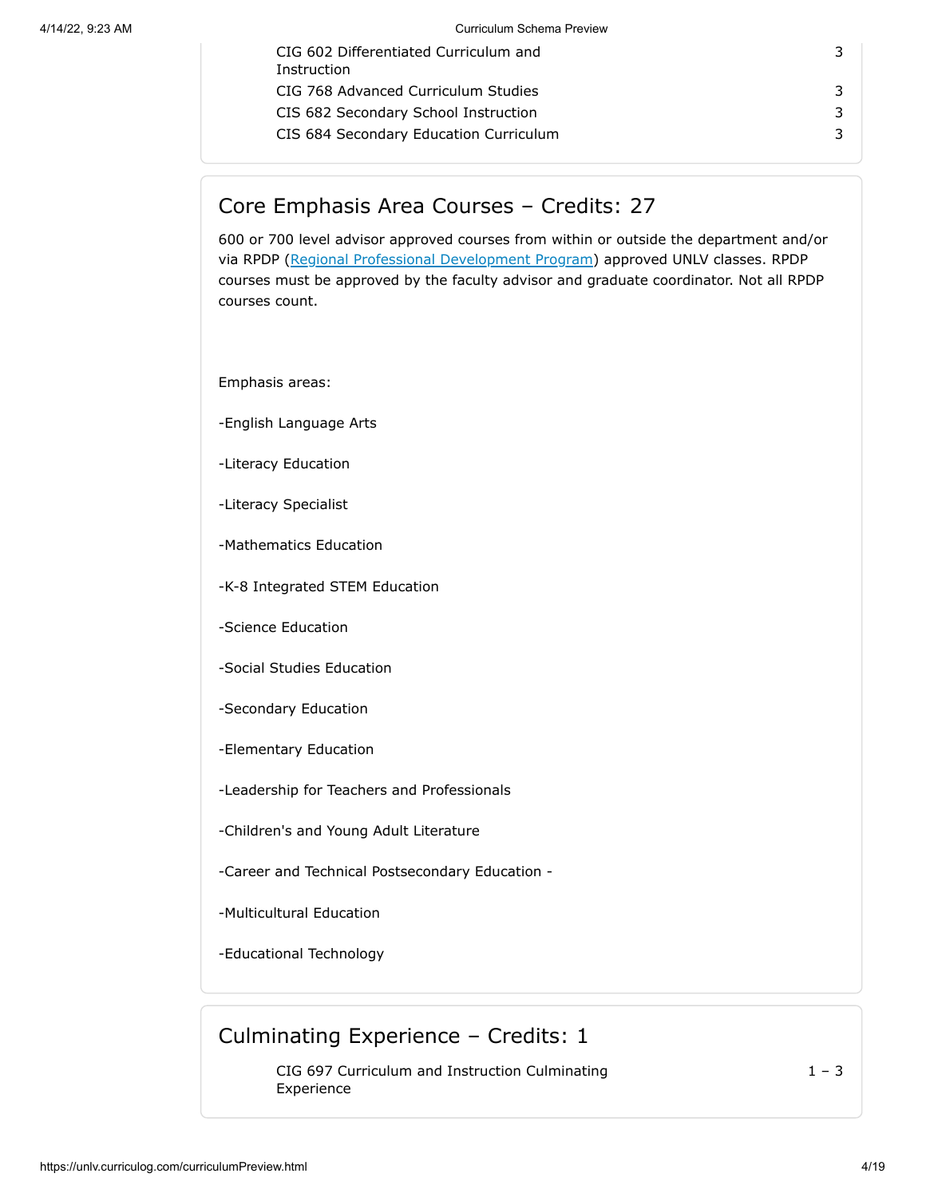| Course | Credits |
|---|---|
| CIG 602 Differentiated Curriculum and Instruction | 3 |
| CIG 768 Advanced Curriculum Studies | 3 |
| CIS 682 Secondary School Instruction | 3 |
| CIS 684 Secondary Education Curriculum | 3 |

## Core Emphasis Area Courses – Credits: 27

600 or 700 level advisor approved courses from within or outside the department and/or via RPDP ([Regional Professional Development Program]) approved UNLV classes. RPDP courses must be approved by the faculty advisor and graduate coordinator. Not all RPDP courses count.

Emphasis areas:

-English Language Arts

-Literacy Education

-Literacy Specialist

-Mathematics Education

-K-8 Integrated STEM Education

-Science Education

-Social Studies Education

-Secondary Education

-Elementary Education

-Leadership for Teachers and Professionals

-Children's and Young Adult Literature

-Career and Technical Postsecondary Education -

-Multicultural Education

-Educational Technology

## Culminating Experience – Credits: 1

| Course | Credits |
|---|---|
| CIG 697 Curriculum and Instruction Culminating Experience | 1 – 3 |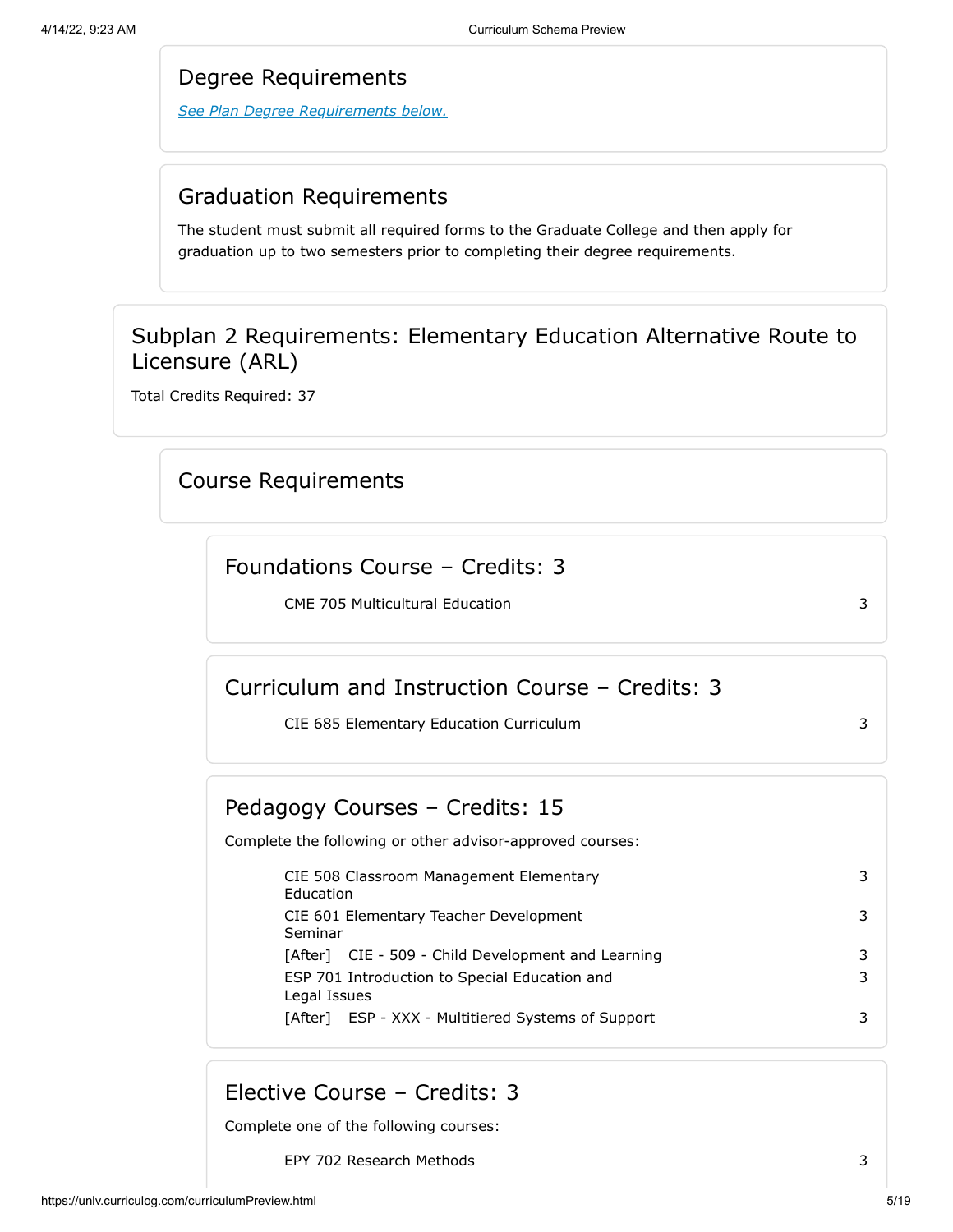## Degree Requirements

*See Plan Degree Requirements below.*

## Graduation Requirements

The student must submit all required forms to the Graduate College and then apply for graduation up to two semesters prior to completing their degree requirements.

## Subplan 2 Requirements: Elementary Education Alternative Route to Licensure (ARL)

Total Credits Required: 37

### Course Requirements

#### Foundations Course – Credits: 3

| Course | Credits |
| --- | --- |
| CME 705 Multicultural Education | 3 |

#### Curriculum and Instruction Course – Credits: 3

| Course | Credits |
| --- | --- |
| CIE 685 Elementary Education Curriculum | 3 |

#### Pedagogy Courses – Credits: 15

Complete the following or other advisor-approved courses:

| Course | Credits |
| --- | --- |
| CIE 508 Classroom Management Elementary Education | 3 |
| CIE 601 Elementary Teacher Development Seminar | 3 |
| [After] CIE - 509 - Child Development and Learning | 3 |
| ESP 701 Introduction to Special Education and Legal Issues | 3 |
| [After] ESP - XXX - Multitiered Systems of Support | 3 |

#### Elective Course – Credits: 3

Complete one of the following courses:

| Course | Credits |
| --- | --- |
| EPY 702 Research Methods | 3 |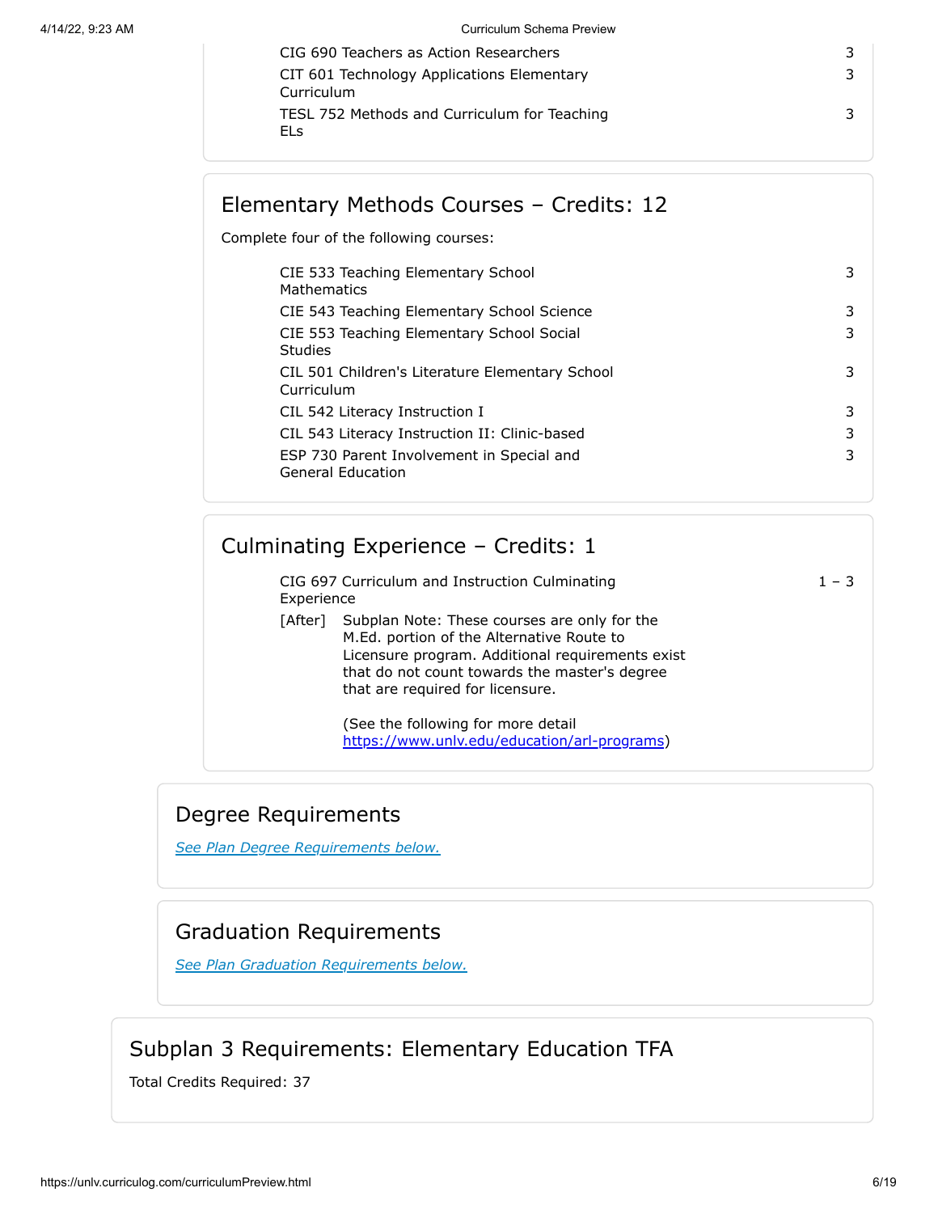| | |
|---|---|
| CIG 690 Teachers as Action Researchers | 3 |
| CIT 601 Technology Applications Elementary Curriculum | 3 |
| TESL 752 Methods and Curriculum for Teaching ELs | 3 |

## Elementary Methods Courses – Credits: 12

Complete four of the following courses:

| | |
|---|---|
| CIE 533 Teaching Elementary School Mathematics | 3 |
| CIE 543 Teaching Elementary School Science | 3 |
| CIE 553 Teaching Elementary School Social Studies | 3 |
| CIL 501 Children's Literature Elementary School Curriculum | 3 |
| CIL 542 Literacy Instruction I | 3 |
| CIL 543 Literacy Instruction II: Clinic-based | 3 |
| ESP 730 Parent Involvement in Special and General Education | 3 |

## Culminating Experience – Credits: 1

| | |
|---|---|
| CIG 697 Curriculum and Instruction Culminating Experience | 1 – 3 |

[After] Subplan Note: These courses are only for the M.Ed. portion of the Alternative Route to Licensure program. Additional requirements exist that do not count towards the master's degree that are required for licensure.

(See the following for more detail https://www.unlv.edu/education/arl-programs)

## Degree Requirements

*See Plan Degree Requirements below.*

## Graduation Requirements

*See Plan Graduation Requirements below.*

## Subplan 3 Requirements: Elementary Education TFA

Total Credits Required: 37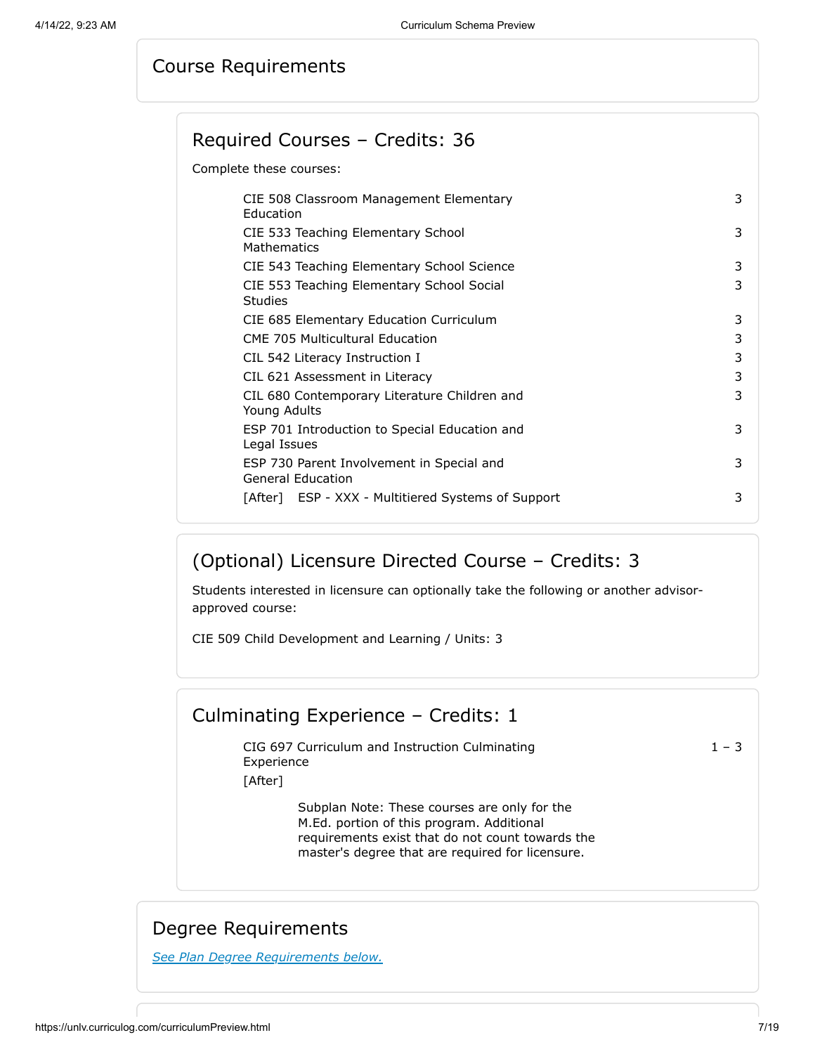## Course Requirements

### Required Courses – Credits: 36

Complete these courses:

| Course | Credits |
| --- | --- |
| CIE 508 Classroom Management Elementary Education | 3 |
| CIE 533 Teaching Elementary School Mathematics | 3 |
| CIE 543 Teaching Elementary School Science | 3 |
| CIE 553 Teaching Elementary School Social Studies | 3 |
| CIE 685 Elementary Education Curriculum | 3 |
| CME 705 Multicultural Education | 3 |
| CIL 542 Literacy Instruction I | 3 |
| CIL 621 Assessment in Literacy | 3 |
| CIL 680 Contemporary Literature Children and Young Adults | 3 |
| ESP 701 Introduction to Special Education and Legal Issues | 3 |
| ESP 730 Parent Involvement in Special and General Education | 3 |
| [After] ESP - XXX - Multitiered Systems of Support | 3 |

### (Optional) Licensure Directed Course – Credits: 3

Students interested in licensure can optionally take the following or another advisor-approved course:

CIE 509 Child Development and Learning / Units: 3

### Culminating Experience – Credits: 1

| Course | Credits |
| --- | --- |
| CIG 697 Curriculum and Instruction Culminating Experience | 1 – 3 |

[After]

Subplan Note: These courses are only for the M.Ed. portion of this program. Additional requirements exist that do not count towards the master's degree that are required for licensure.

## Degree Requirements

*See Plan Degree Requirements below.*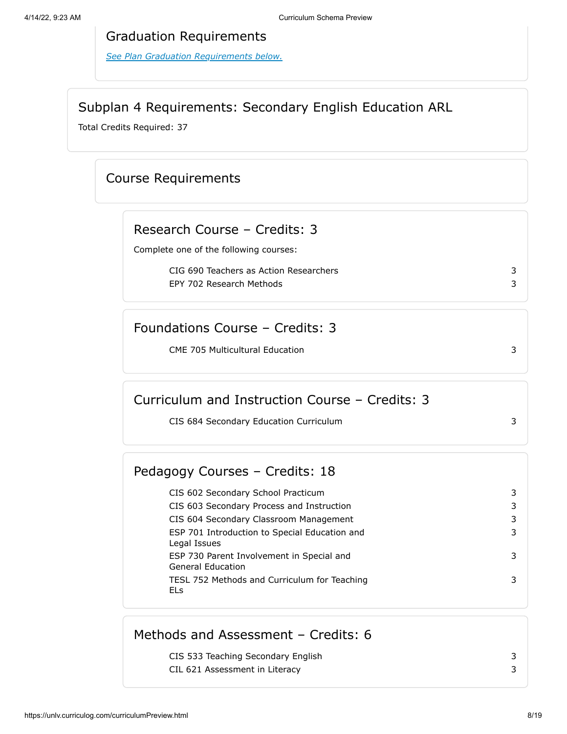## Graduation Requirements

*See Plan Graduation Requirements below.*

## Subplan 4 Requirements: Secondary English Education ARL

Total Credits Required: 37

### Course Requirements

#### Research Course – Credits: 3

Complete one of the following courses:

| Course | Credits |
| --- | --- |
| CIG 690 Teachers as Action Researchers | 3 |
| EPY 702 Research Methods | 3 |

#### Foundations Course – Credits: 3

| Course | Credits |
| --- | --- |
| CME 705 Multicultural Education | 3 |

#### Curriculum and Instruction Course – Credits: 3

| Course | Credits |
| --- | --- |
| CIS 684 Secondary Education Curriculum | 3 |

#### Pedagogy Courses – Credits: 18

| Course | Credits |
| --- | --- |
| CIS 602 Secondary School Practicum | 3 |
| CIS 603 Secondary Process and Instruction | 3 |
| CIS 604 Secondary Classroom Management | 3 |
| ESP 701 Introduction to Special Education and Legal Issues | 3 |
| ESP 730 Parent Involvement in Special and General Education | 3 |
| TESL 752 Methods and Curriculum for Teaching ELs | 3 |

#### Methods and Assessment – Credits: 6

| Course | Credits |
| --- | --- |
| CIS 533 Teaching Secondary English | 3 |
| CIL 621 Assessment in Literacy | 3 |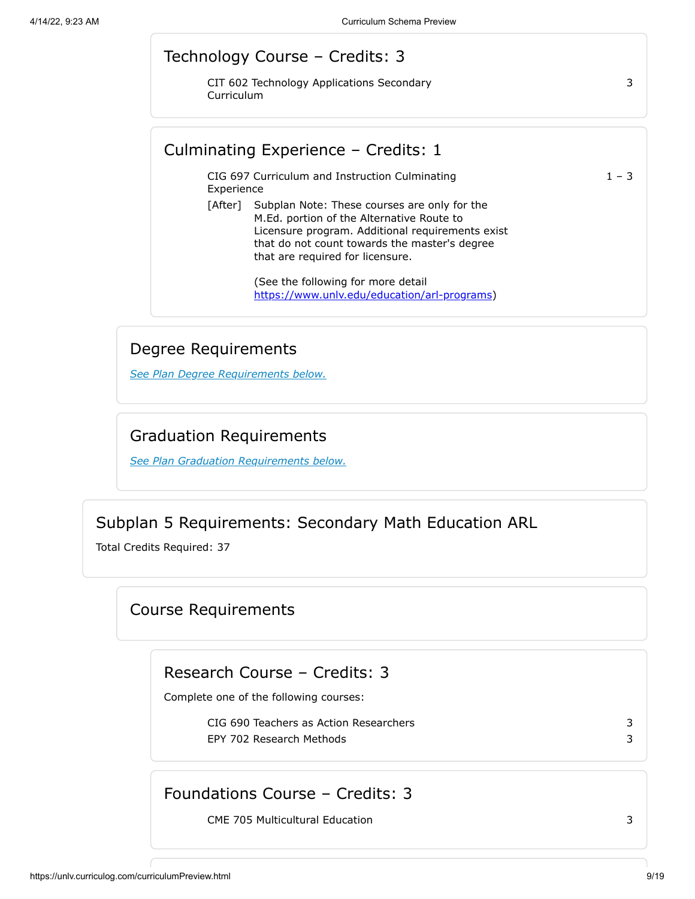#### Technology Course – Credits: 3

| Course | Credits |
| --- | --- |
| CIT 602 Technology Applications Secondary Curriculum | 3 |

#### Culminating Experience – Credits: 1

| Course | Credits |
| --- | --- |
| CIG 697 Curriculum and Instruction Culminating Experience | 1 – 3 |

[After] Subplan Note: These courses are only for the M.Ed. portion of the Alternative Route to Licensure program. Additional requirements exist that do not count towards the master's degree that are required for licensure.

(See the following for more detail https://www.unlv.edu/education/arl-programs)

### Degree Requirements

*See Plan Degree Requirements below.*

### Graduation Requirements

*See Plan Graduation Requirements below.*

## Subplan 5 Requirements: Secondary Math Education ARL

Total Credits Required: 37

### Course Requirements

#### Research Course – Credits: 3

Complete one of the following courses:

| Course | Credits |
| --- | --- |
| CIG 690 Teachers as Action Researchers | 3 |
| EPY 702 Research Methods | 3 |

#### Foundations Course – Credits: 3

| Course | Credits |
| --- | --- |
| CME 705 Multicultural Education | 3 |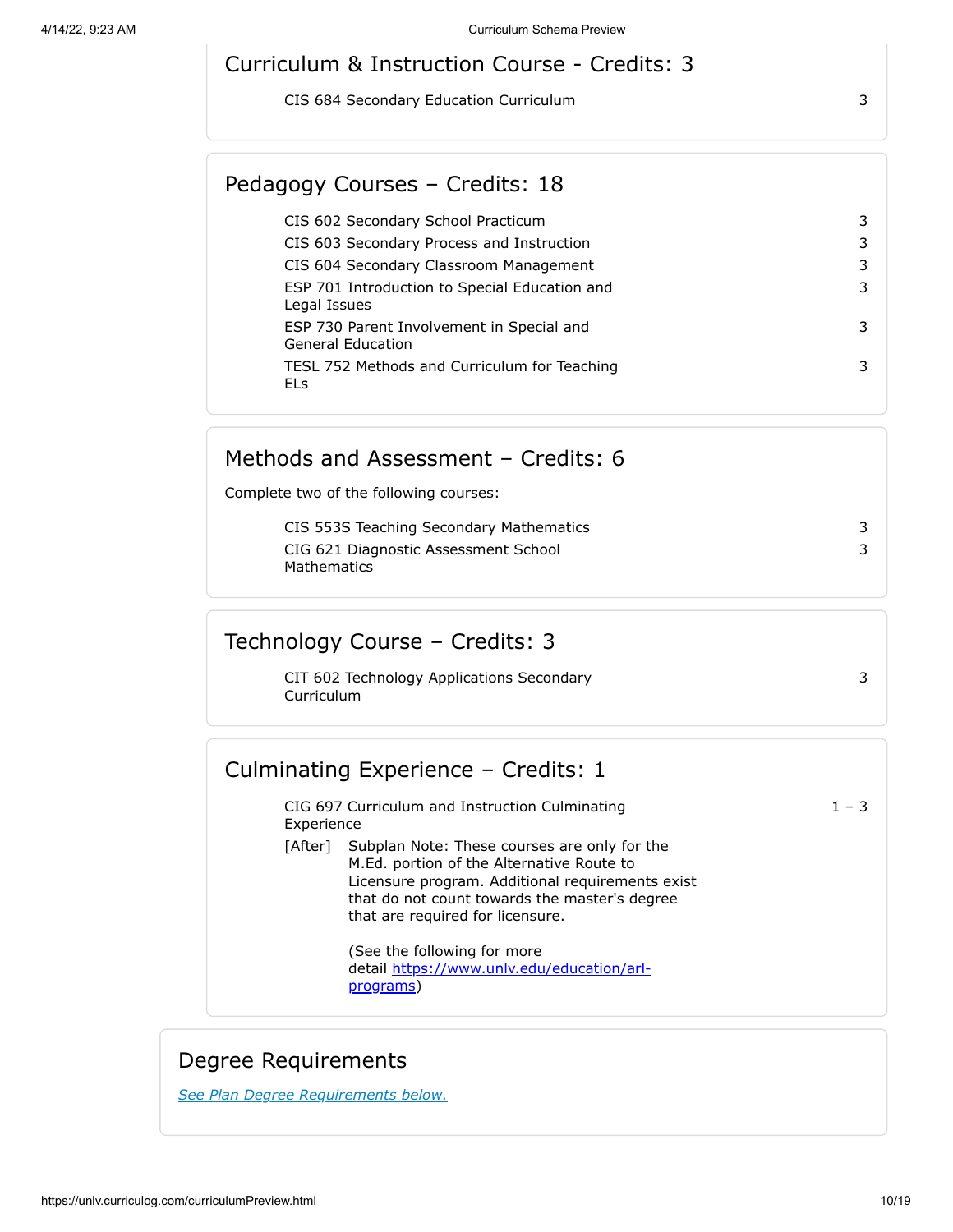## Curriculum & Instruction Course - Credits: 3

| Course | Credits |
| --- | --- |
| CIS 684 Secondary Education Curriculum | 3 |

## Pedagogy Courses – Credits: 18

| Course | Credits |
| --- | --- |
| CIS 602 Secondary School Practicum | 3 |
| CIS 603 Secondary Process and Instruction | 3 |
| CIS 604 Secondary Classroom Management | 3 |
| ESP 701 Introduction to Special Education and Legal Issues | 3 |
| ESP 730 Parent Involvement in Special and General Education | 3 |
| TESL 752 Methods and Curriculum for Teaching ELs | 3 |

## Methods and Assessment – Credits: 6

Complete two of the following courses:

| Course | Credits |
| --- | --- |
| CIS 553S Teaching Secondary Mathematics | 3 |
| CIG 621 Diagnostic Assessment School Mathematics | 3 |

## Technology Course – Credits: 3

| Course | Credits |
| --- | --- |
| CIT 602 Technology Applications Secondary Curriculum | 3 |

## Culminating Experience – Credits: 1

| Course | Credits |
| --- | --- |
| CIG 697 Curriculum and Instruction Culminating Experience | 1 – 3 |

[After] Subplan Note: These courses are only for the M.Ed. portion of the Alternative Route to Licensure program. Additional requirements exist that do not count towards the master's degree that are required for licensure.

(See the following for more detail https://www.unlv.edu/education/arl-programs)

## Degree Requirements

*See Plan Degree Requirements below.*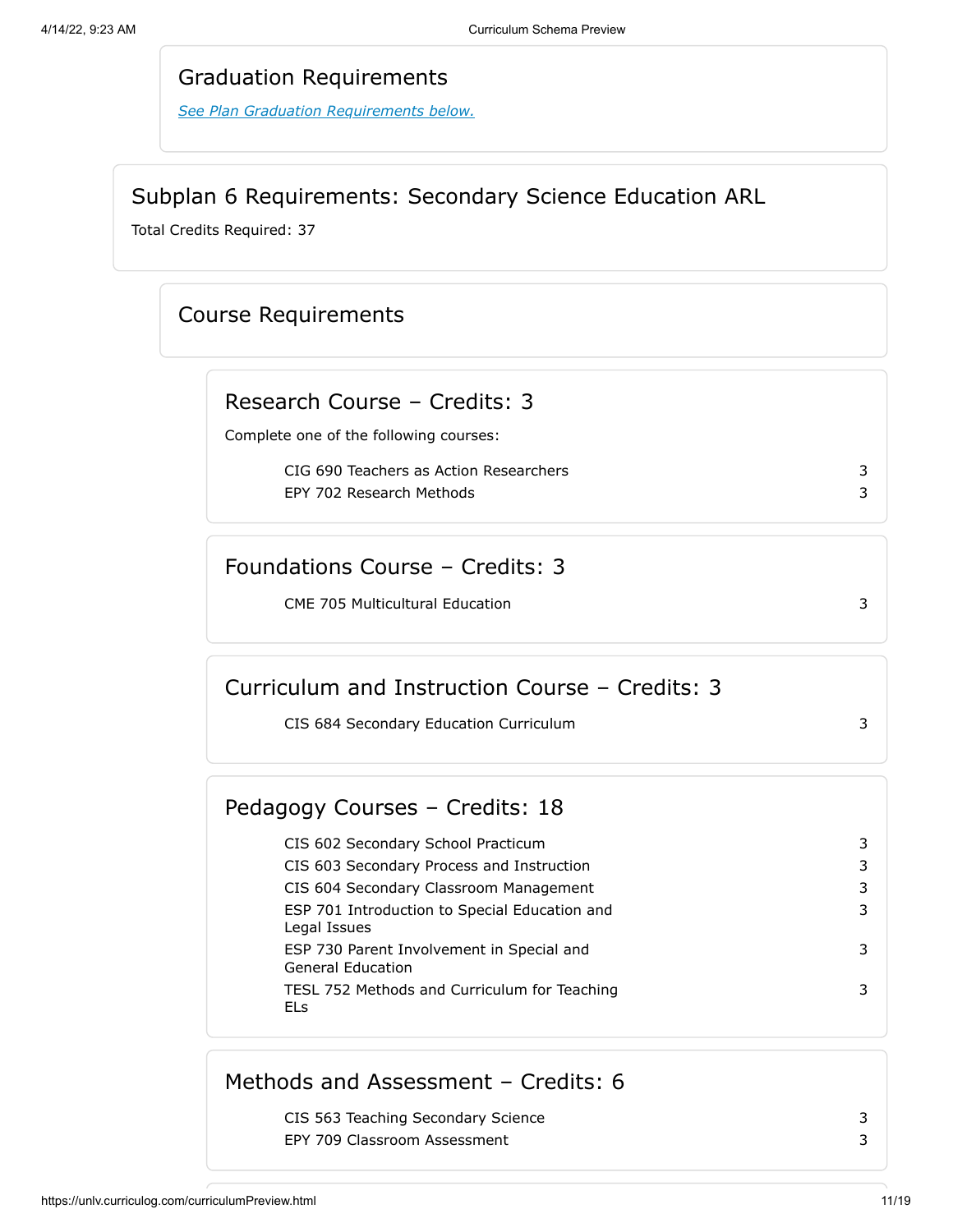## Graduation Requirements

*See Plan Graduation Requirements below.*

## Subplan 6 Requirements: Secondary Science Education ARL

Total Credits Required: 37

### Course Requirements

#### Research Course – Credits: 3

Complete one of the following courses:

| Course | Credits |
|---|---|
| CIG 690 Teachers as Action Researchers | 3 |
| EPY 702 Research Methods | 3 |

#### Foundations Course – Credits: 3

| Course | Credits |
|---|---|
| CME 705 Multicultural Education | 3 |

#### Curriculum and Instruction Course – Credits: 3

| Course | Credits |
|---|---|
| CIS 684 Secondary Education Curriculum | 3 |

#### Pedagogy Courses – Credits: 18

| Course | Credits |
|---|---|
| CIS 602 Secondary School Practicum | 3 |
| CIS 603 Secondary Process and Instruction | 3 |
| CIS 604 Secondary Classroom Management | 3 |
| ESP 701 Introduction to Special Education and Legal Issues | 3 |
| ESP 730 Parent Involvement in Special and General Education | 3 |
| TESL 752 Methods and Curriculum for Teaching ELs | 3 |

#### Methods and Assessment – Credits: 6

| Course | Credits |
|---|---|
| CIS 563 Teaching Secondary Science | 3 |
| EPY 709 Classroom Assessment | 3 |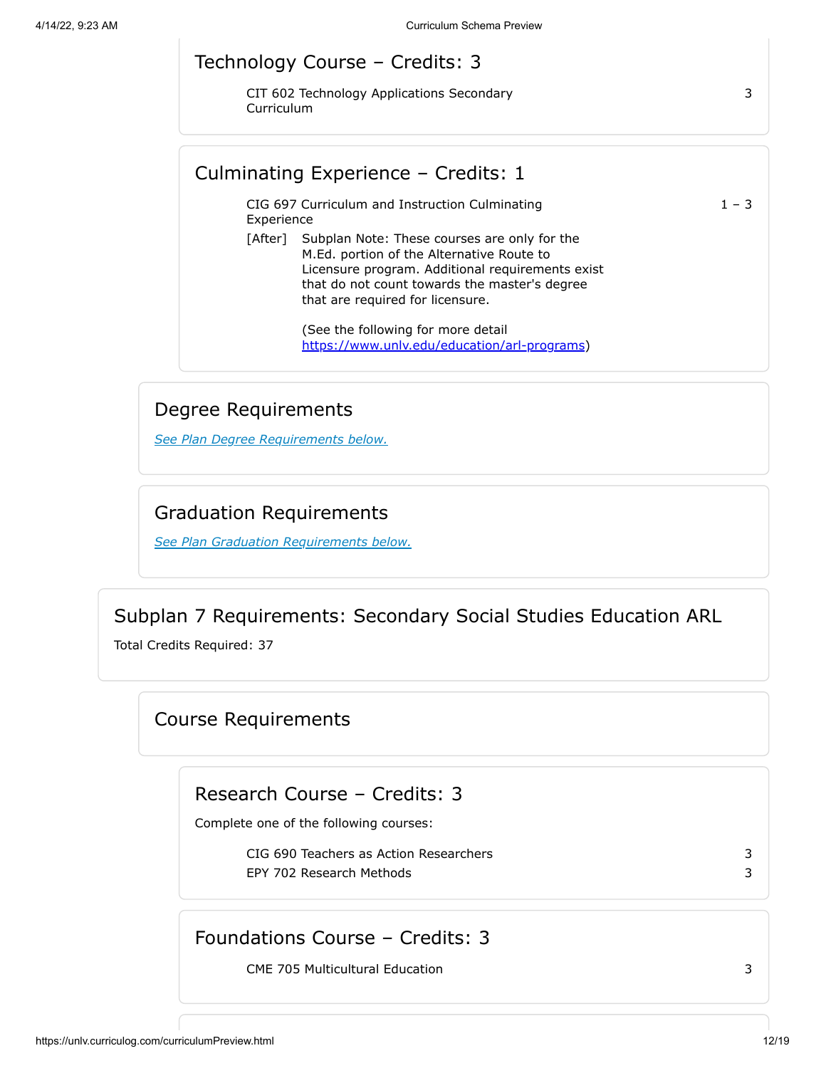### Technology Course – Credits: 3

| Course | Credits |
|---|---|
| CIT 602 Technology Applications Secondary Curriculum | 3 |

### Culminating Experience – Credits: 1

| Course | Credits |
|---|---|
| CIG 697 Curriculum and Instruction Culminating Experience | 1 – 3 |

[After] Subplan Note: These courses are only for the M.Ed. portion of the Alternative Route to Licensure program. Additional requirements exist that do not count towards the master's degree that are required for licensure.

(See the following for more detail https://www.unlv.edu/education/arl-programs)

## Degree Requirements

*See Plan Degree Requirements below.*

## Graduation Requirements

*See Plan Graduation Requirements below.*

# Subplan 7 Requirements: Secondary Social Studies Education ARL

Total Credits Required: 37

## Course Requirements

### Research Course – Credits: 3

Complete one of the following courses:

| Course | Credits |
|---|---|
| CIG 690 Teachers as Action Researchers | 3 |
| EPY 702 Research Methods | 3 |

### Foundations Course – Credits: 3

| Course | Credits |
|---|---|
| CME 705 Multicultural Education | 3 |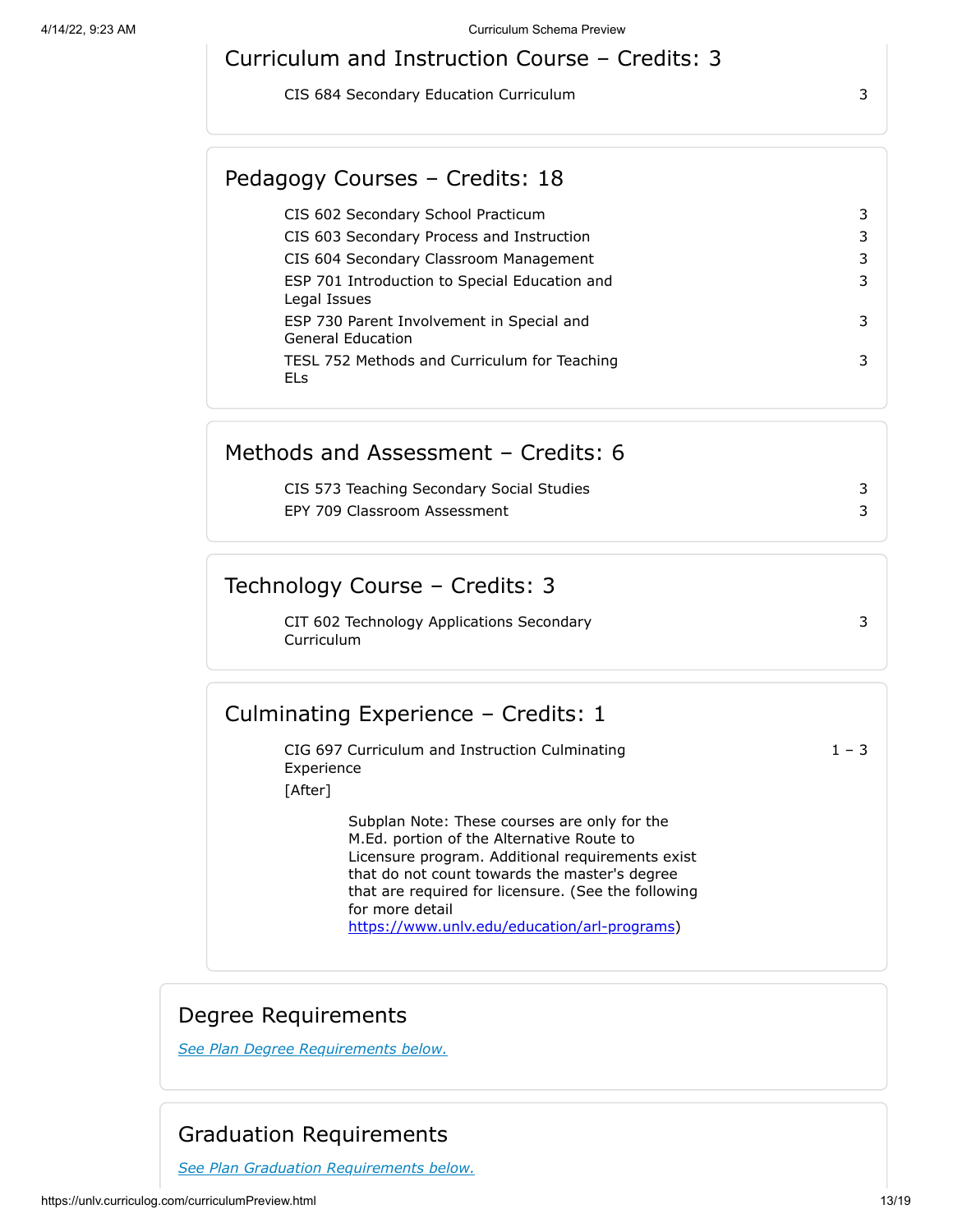## Curriculum and Instruction Course – Credits: 3

| Course | Credits |
|---|---|
| CIS 684 Secondary Education Curriculum | 3 |

## Pedagogy Courses – Credits: 18

| Course | Credits |
|---|---|
| CIS 602 Secondary School Practicum | 3 |
| CIS 603 Secondary Process and Instruction | 3 |
| CIS 604 Secondary Classroom Management | 3 |
| ESP 701 Introduction to Special Education and Legal Issues | 3 |
| ESP 730 Parent Involvement in Special and General Education | 3 |
| TESL 752 Methods and Curriculum for Teaching ELs | 3 |

## Methods and Assessment – Credits: 6

| Course | Credits |
|---|---|
| CIS 573 Teaching Secondary Social Studies | 3 |
| EPY 709 Classroom Assessment | 3 |

## Technology Course – Credits: 3

| Course | Credits |
|---|---|
| CIT 602 Technology Applications Secondary Curriculum | 3 |

## Culminating Experience – Credits: 1

| Course | Credits |
|---|---|
| CIG 697 Curriculum and Instruction Culminating Experience | 1 – 3 |

[After]

Subplan Note: These courses are only for the M.Ed. portion of the Alternative Route to Licensure program. Additional requirements exist that do not count towards the master's degree that are required for licensure. (See the following for more detail https://www.unlv.edu/education/arl-programs)

## Degree Requirements

*See Plan Degree Requirements below.*

## Graduation Requirements

*See Plan Graduation Requirements below.*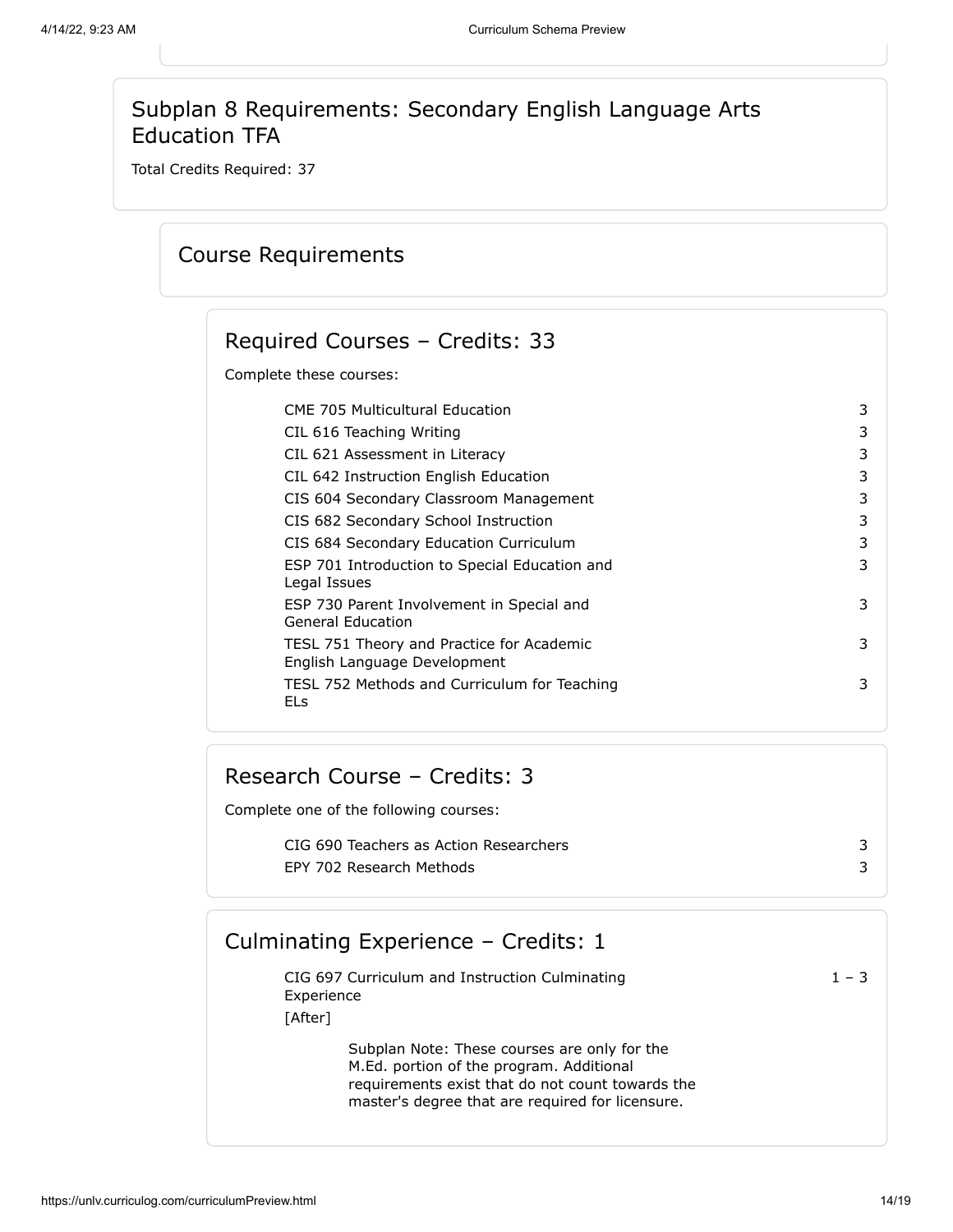## Subplan 8 Requirements: Secondary English Language Arts Education TFA

Total Credits Required: 37

### Course Requirements

#### Required Courses – Credits: 33

Complete these courses:

| Course | Credits |
|---|---|
| CME 705 Multicultural Education | 3 |
| CIL 616 Teaching Writing | 3 |
| CIL 621 Assessment in Literacy | 3 |
| CIL 642 Instruction English Education | 3 |
| CIS 604 Secondary Classroom Management | 3 |
| CIS 682 Secondary School Instruction | 3 |
| CIS 684 Secondary Education Curriculum | 3 |
| ESP 701 Introduction to Special Education and Legal Issues | 3 |
| ESP 730 Parent Involvement in Special and General Education | 3 |
| TESL 751 Theory and Practice for Academic English Language Development | 3 |
| TESL 752 Methods and Curriculum for Teaching ELs | 3 |

#### Research Course – Credits: 3

Complete one of the following courses:

| Course | Credits |
|---|---|
| CIG 690 Teachers as Action Researchers | 3 |
| EPY 702 Research Methods | 3 |

#### Culminating Experience – Credits: 1

| Course | Credits |
|---|---|
| CIG 697 Curriculum and Instruction Culminating Experience | 1 – 3 |

[After]

Subplan Note: These courses are only for the M.Ed. portion of the program. Additional requirements exist that do not count towards the master's degree that are required for licensure.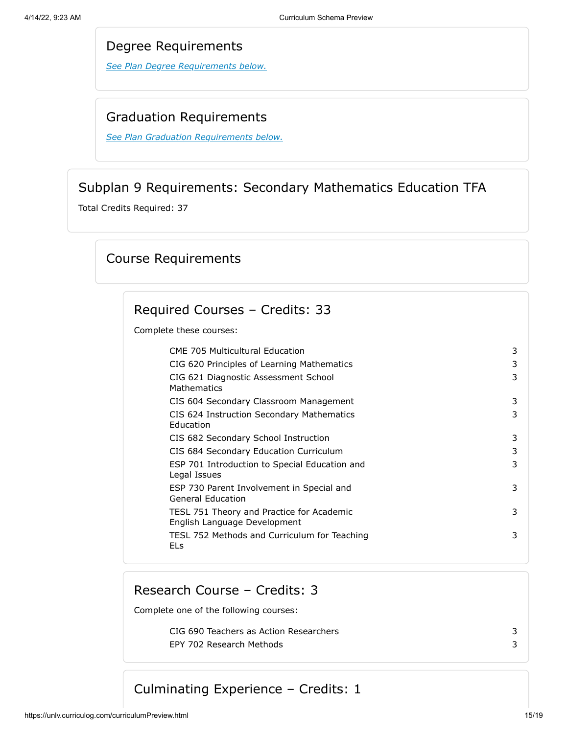## Degree Requirements

*See Plan Degree Requirements below.*

## Graduation Requirements

*See Plan Graduation Requirements below.*

## Subplan 9 Requirements: Secondary Mathematics Education TFA

Total Credits Required: 37

### Course Requirements

#### Required Courses – Credits: 33

Complete these courses:

| Course | Credits |
|---|---|
| CME 705 Multicultural Education | 3 |
| CIG 620 Principles of Learning Mathematics | 3 |
| CIG 621 Diagnostic Assessment School Mathematics | 3 |
| CIS 604 Secondary Classroom Management | 3 |
| CIS 624 Instruction Secondary Mathematics Education | 3 |
| CIS 682 Secondary School Instruction | 3 |
| CIS 684 Secondary Education Curriculum | 3 |
| ESP 701 Introduction to Special Education and Legal Issues | 3 |
| ESP 730 Parent Involvement in Special and General Education | 3 |
| TESL 751 Theory and Practice for Academic English Language Development | 3 |
| TESL 752 Methods and Curriculum for Teaching ELs | 3 |

#### Research Course – Credits: 3

Complete one of the following courses:

| Course | Credits |
|---|---|
| CIG 690 Teachers as Action Researchers | 3 |
| EPY 702 Research Methods | 3 |

#### Culminating Experience – Credits: 1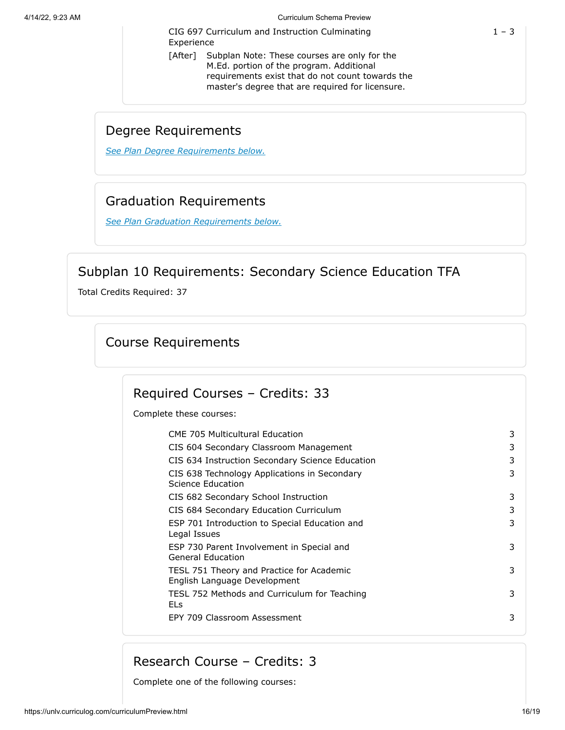| | |
|---|---|
| CIG 697 Curriculum and Instruction Culminating Experience | 1 – 3 |

[After] Subplan Note: These courses are only for the M.Ed. portion of the program. Additional requirements exist that do not count towards the master's degree that are required for licensure.

## Degree Requirements

*See Plan Degree Requirements below.*

## Graduation Requirements

*See Plan Graduation Requirements below.*

# Subplan 10 Requirements: Secondary Science Education TFA

Total Credits Required: 37

## Course Requirements

### Required Courses – Credits: 33

Complete these courses:

| Course | Credits |
|---|---|
| CME 705 Multicultural Education | 3 |
| CIS 604 Secondary Classroom Management | 3 |
| CIS 634 Instruction Secondary Science Education | 3 |
| CIS 638 Technology Applications in Secondary Science Education | 3 |
| CIS 682 Secondary School Instruction | 3 |
| CIS 684 Secondary Education Curriculum | 3 |
| ESP 701 Introduction to Special Education and Legal Issues | 3 |
| ESP 730 Parent Involvement in Special and General Education | 3 |
| TESL 751 Theory and Practice for Academic English Language Development | 3 |
| TESL 752 Methods and Curriculum for Teaching ELs | 3 |
| EPY 709 Classroom Assessment | 3 |

### Research Course – Credits: 3

Complete one of the following courses: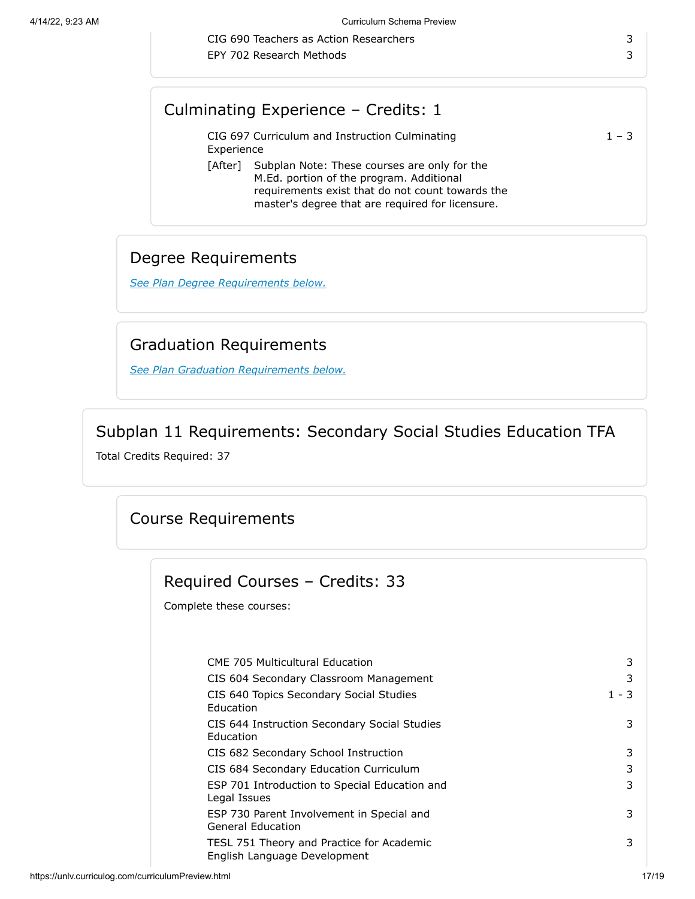| | |
|---|---|
| CIG 690 Teachers as Action Researchers | 3 |
| EPY 702 Research Methods | 3 |

### Culminating Experience – Credits: 1

| | |
|---|---|
| CIG 697 Curriculum and Instruction Culminating Experience | 1 – 3 |

[After] Subplan Note: These courses are only for the M.Ed. portion of the program. Additional requirements exist that do not count towards the master's degree that are required for licensure.

## Degree Requirements

*See Plan Degree Requirements below.*

## Graduation Requirements

*See Plan Graduation Requirements below.*

## Subplan 11 Requirements: Secondary Social Studies Education TFA

Total Credits Required: 37

## Course Requirements

### Required Courses – Credits: 33

Complete these courses:

| | |
|---|---|
| CME 705 Multicultural Education | 3 |
| CIS 604 Secondary Classroom Management | 3 |
| CIS 640 Topics Secondary Social Studies Education | 1 - 3 |
| CIS 644 Instruction Secondary Social Studies Education | 3 |
| CIS 682 Secondary School Instruction | 3 |
| CIS 684 Secondary Education Curriculum | 3 |
| ESP 701 Introduction to Special Education and Legal Issues | 3 |
| ESP 730 Parent Involvement in Special and General Education | 3 |
| TESL 751 Theory and Practice for Academic English Language Development | 3 |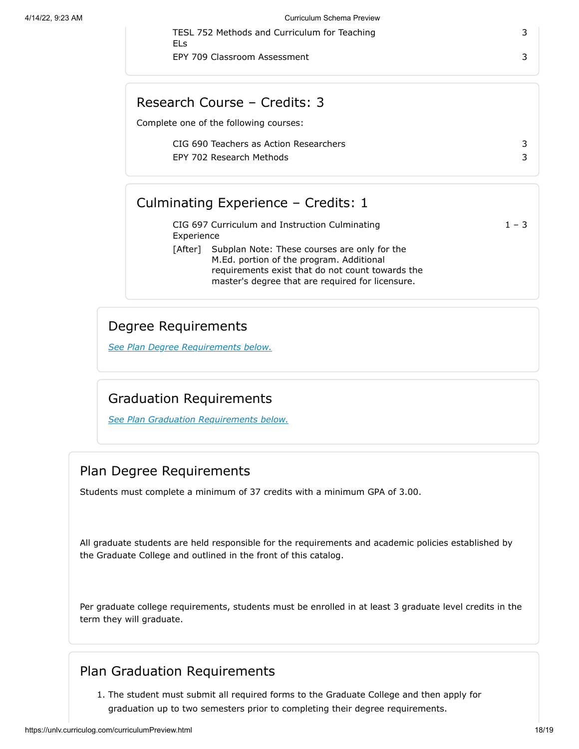| | |
|---|---|
| TESL 752 Methods and Curriculum for Teaching ELs | 3 |
| EPY 709 Classroom Assessment | 3 |

## Research Course – Credits: 3

Complete one of the following courses:

| | |
|---|---|
| CIG 690 Teachers as Action Researchers | 3 |
| EPY 702 Research Methods | 3 |

## Culminating Experience – Credits: 1

| | |
|---|---|
| CIG 697 Curriculum and Instruction Culminating Experience | 1 – 3 |

[After] Subplan Note: These courses are only for the M.Ed. portion of the program. Additional requirements exist that do not count towards the master's degree that are required for licensure.

## Degree Requirements

*See Plan Degree Requirements below.*

## Graduation Requirements

*See Plan Graduation Requirements below.*

## Plan Degree Requirements

Students must complete a minimum of 37 credits with a minimum GPA of 3.00.

All graduate students are held responsible for the requirements and academic policies established by the Graduate College and outlined in the front of this catalog.

Per graduate college requirements, students must be enrolled in at least 3 graduate level credits in the term they will graduate.

## Plan Graduation Requirements

1. The student must submit all required forms to the Graduate College and then apply for graduation up to two semesters prior to completing their degree requirements.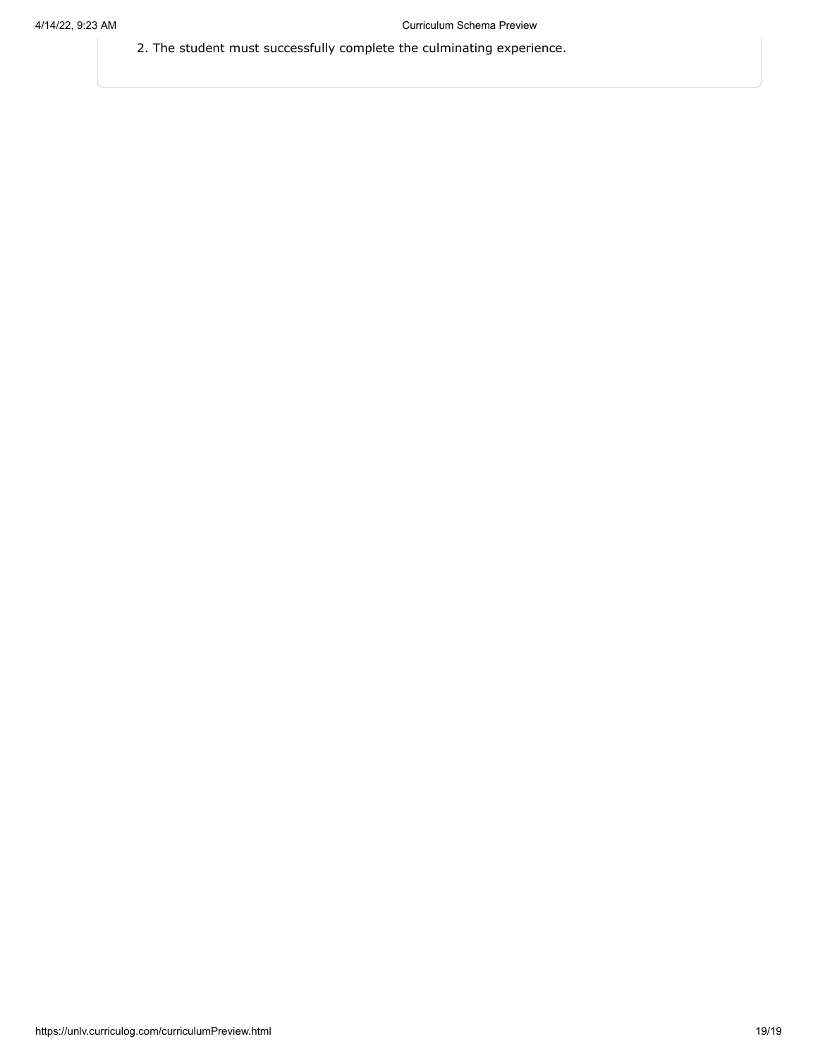2. The student must successfully complete the culminating experience.